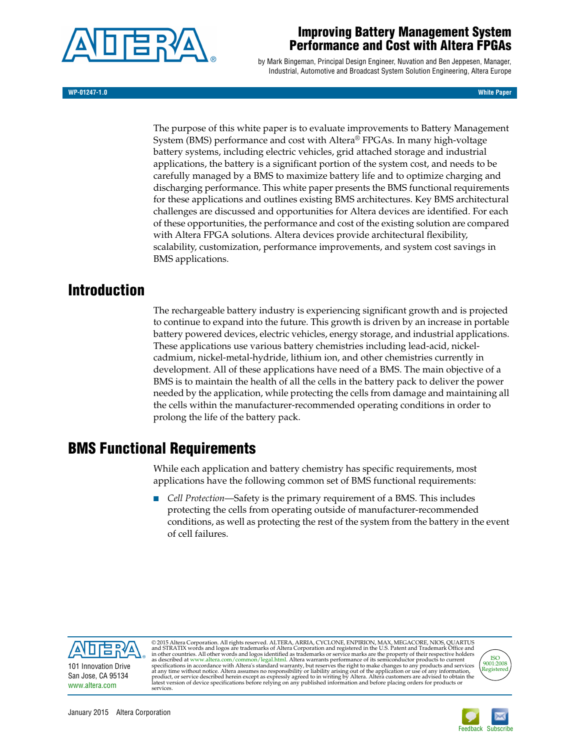# Improving Battery Management System Performance and Cost with Altera FPGAs

by Mark Bingeman, Principal Design Engineer, Nuvation and Ben Jeppesen, Manager, Industrial, Automotive and Broadcast System Solution Engineering, Altera Europe

WP-01247-1.0 — White Paper

The purpose of this white paper is to evaluate improvements to Battery Management System (BMS) performance and cost with Altera® FPGAs. In many high-voltage battery systems, including electric vehicles, grid attached storage and industrial applications, the battery is a significant portion of the system cost, and needs to be carefully managed by a BMS to maximize battery life and to optimize charging and discharging performance. This white paper presents the BMS functional requirements for these applications and outlines existing BMS architectures. Key BMS architectural challenges are discussed and opportunities for Altera devices are identified. For each of these opportunities, the performance and cost of the existing solution are compared with Altera FPGA solutions. Altera devices provide architectural flexibility, scalability, customization, performance improvements, and system cost savings in BMS applications.

## Introduction

The rechargeable battery industry is experiencing significant growth and is projected to continue to expand into the future. This growth is driven by an increase in portable battery powered devices, electric vehicles, energy storage, and industrial applications. These applications use various battery chemistries including lead-acid, nickel-cadmium, nickel-metal-hydride, lithium ion, and other chemistries currently in development. All of these applications have need of a BMS. The main objective of a BMS is to maintain the health of all the cells in the battery pack to deliver the power needed by the application, while protecting the cells from damage and maintaining all the cells within the manufacturer-recommended operating conditions in order to prolong the life of the battery pack.

## BMS Functional Requirements

While each application and battery chemistry has specific requirements, most applications have the following common set of BMS functional requirements:

- *Cell Protection*—Safety is the primary requirement of a BMS. This includes protecting the cells from operating outside of manufacturer-recommended conditions, as well as protecting the rest of the system from the battery in the event of cell failures.

© 2015 Altera Corporation. All rights reserved. ALTERA, ARRIA, CYCLONE, ENPIRION, MAX, MEGACORE, NIOS, QUARTUS and STRATIX words and logos are trademarks of Altera Corporation and registered in the U.S. Patent and Trademark Office and in other countries. All other words and logos identified as trademarks or service marks are the property of their respective holders as described at www.altera.com/common/legal.html. Altera warrants performance of its semiconductor products to current specifications in accordance with Altera's standard warranty, but reserves the right to make changes to any products and services at any time without notice. Altera assumes no responsibility or liability arising out of the application or use of any information, product, or service described herein except as expressly agreed to in writing by Altera. Altera customers are advised to obtain the latest version of device specifications before relying on any published information and before placing orders for products or services.

101 Innovation Drive
San Jose, CA 95134
www.altera.com

ISO 9001:2008 Registered

January 2015 Altera Corporation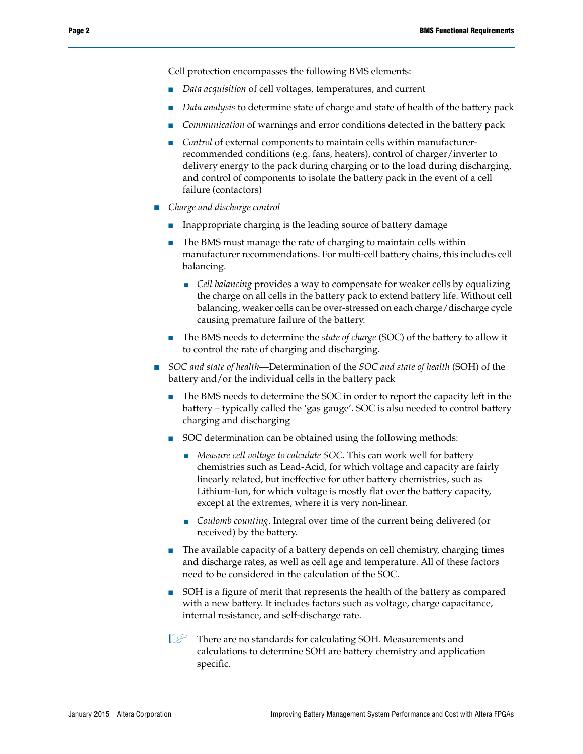Cell protection encompasses the following BMS elements:

- *Data acquisition* of cell voltages, temperatures, and current
- *Data analysis* to determine state of charge and state of health of the battery pack
- *Communication* of warnings and error conditions detected in the battery pack
- *Control* of external components to maintain cells within manufacturer-recommended conditions (e.g. fans, heaters), control of charger/inverter to delivery energy to the pack during charging or to the load during discharging, and control of components to isolate the battery pack in the event of a cell failure (contactors)

- *Charge and discharge control*
  - Inappropriate charging is the leading source of battery damage
  - The BMS must manage the rate of charging to maintain cells within manufacturer recommendations. For multi-cell battery chains, this includes cell balancing.
    - *Cell balancing* provides a way to compensate for weaker cells by equalizing the charge on all cells in the battery pack to extend battery life. Without cell balancing, weaker cells can be over-stressed on each charge/discharge cycle causing premature failure of the battery.
  - The BMS needs to determine the *state of charge* (SOC) of the battery to allow it to control the rate of charging and discharging.
- *SOC and state of health*—Determination of the *SOC and state of health* (SOH) of the battery and/or the individual cells in the battery pack
  - The BMS needs to determine the SOC in order to report the capacity left in the battery – typically called the 'gas gauge'. SOC is also needed to control battery charging and discharging
  - SOC determination can be obtained using the following methods:
    - *Measure cell voltage to calculate SOC*. This can work well for battery chemistries such as Lead-Acid, for which voltage and capacity are fairly linearly related, but ineffective for other battery chemistries, such as Lithium-Ion, for which voltage is mostly flat over the battery capacity, except at the extremes, where it is very non-linear.
    - *Coulomb counting*. Integral over time of the current being delivered (or received) by the battery.
  - The available capacity of a battery depends on cell chemistry, charging times and discharge rates, as well as cell age and temperature. All of these factors need to be considered in the calculation of the SOC.
  - SOH is a figure of merit that represents the health of the battery as compared with a new battery. It includes factors such as voltage, charge capacitance, internal resistance, and self-discharge rate.

> There are no standards for calculating SOH. Measurements and calculations to determine SOH are battery chemistry and application specific.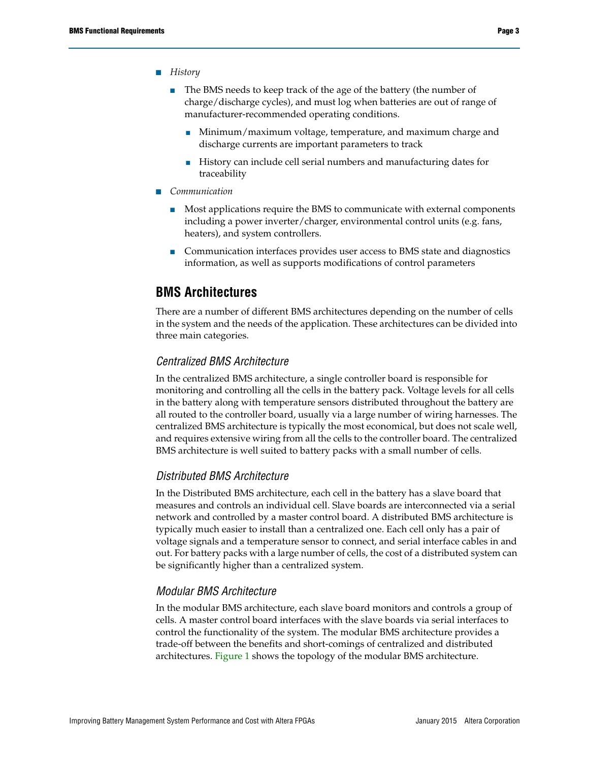- *History*
  - The BMS needs to keep track of the age of the battery (the number of charge/discharge cycles), and must log when batteries are out of range of manufacturer-recommended operating conditions.
    - Minimum/maximum voltage, temperature, and maximum charge and discharge currents are important parameters to track
    - History can include cell serial numbers and manufacturing dates for traceability
- *Communication*
  - Most applications require the BMS to communicate with external components including a power inverter/charger, environmental control units (e.g. fans, heaters), and system controllers.
  - Communication interfaces provides user access to BMS state and diagnostics information, as well as supports modifications of control parameters

## BMS Architectures

There are a number of different BMS architectures depending on the number of cells in the system and the needs of the application. These architectures can be divided into three main categories.

### *Centralized BMS Architecture*

In the centralized BMS architecture, a single controller board is responsible for monitoring and controlling all the cells in the battery pack. Voltage levels for all cells in the battery along with temperature sensors distributed throughout the battery are all routed to the controller board, usually via a large number of wiring harnesses. The centralized BMS architecture is typically the most economical, but does not scale well, and requires extensive wiring from all the cells to the controller board. The centralized BMS architecture is well suited to battery packs with a small number of cells.

### *Distributed BMS Architecture*

In the Distributed BMS architecture, each cell in the battery has a slave board that measures and controls an individual cell. Slave boards are interconnected via a serial network and controlled by a master control board. A distributed BMS architecture is typically much easier to install than a centralized one. Each cell only has a pair of voltage signals and a temperature sensor to connect, and serial interface cables in and out. For battery packs with a large number of cells, the cost of a distributed system can be significantly higher than a centralized system.

### *Modular BMS Architecture*

In the modular BMS architecture, each slave board monitors and controls a group of cells. A master control board interfaces with the slave boards via serial interfaces to control the functionality of the system. The modular BMS architecture provides a trade-off between the benefits and short-comings of centralized and distributed architectures. Figure 1 shows the topology of the modular BMS architecture.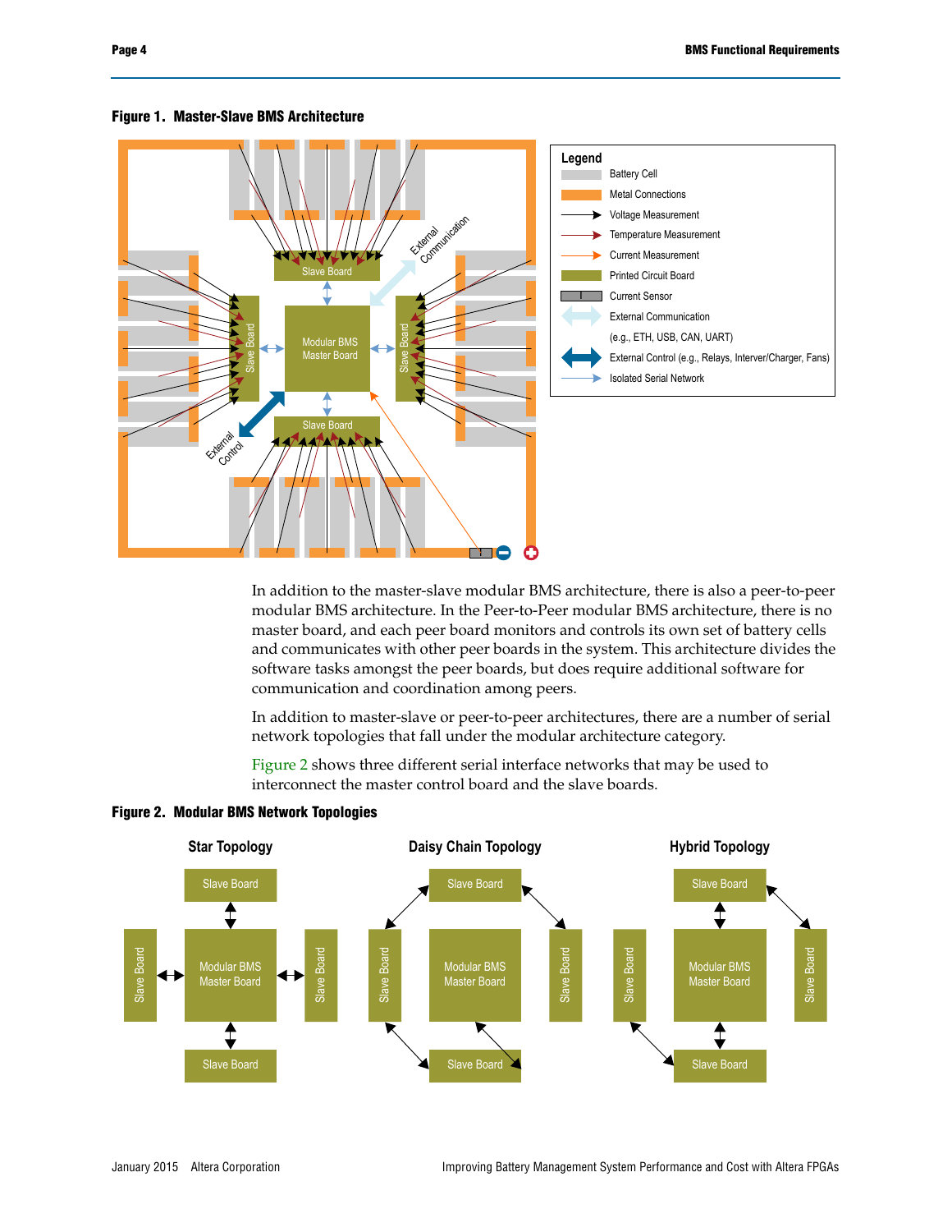**Figure 1. Master-Slave BMS Architecture**

In addition to the master-slave modular BMS architecture, there is also a peer-to-peer modular BMS architecture. In the Peer-to-Peer modular BMS architecture, there is no master board, and each peer board monitors and controls its own set of battery cells and communicates with other peer boards in the system. This architecture divides the software tasks amongst the peer boards, but does require additional software for communication and coordination among peers.

In addition to master-slave or peer-to-peer architectures, there are a number of serial network topologies that fall under the modular architecture category.

Figure 2 shows three different serial interface networks that may be used to interconnect the master control board and the slave boards.

**Figure 2. Modular BMS Network Topologies**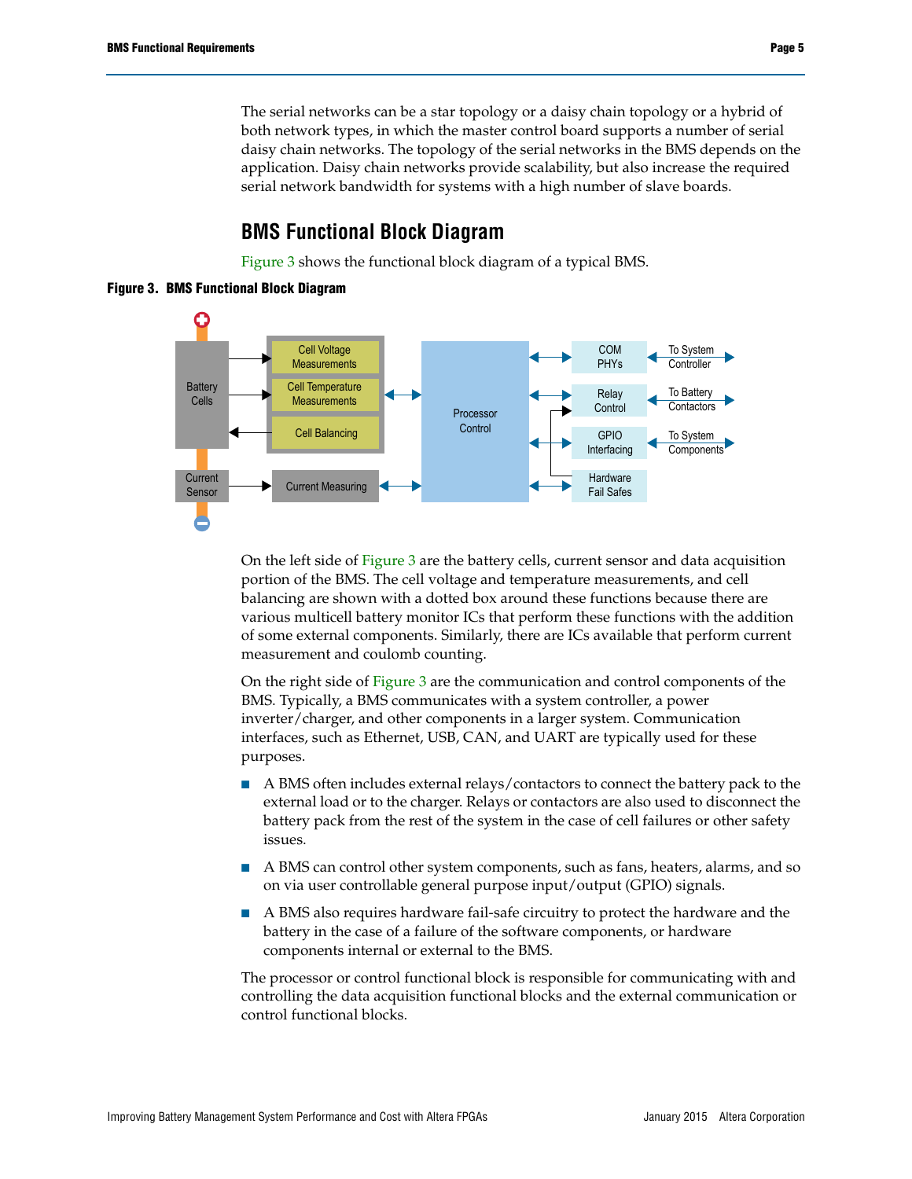The serial networks can be a star topology or a daisy chain topology or a hybrid of both network types, in which the master control board supports a number of serial daisy chain networks. The topology of the serial networks in the BMS depends on the application. Daisy chain networks provide scalability, but also increase the required serial network bandwidth for systems with a high number of slave boards.

## BMS Functional Block Diagram

Figure 3 shows the functional block diagram of a typical BMS.

**Figure 3. BMS Functional Block Diagram**

On the left side of Figure 3 are the battery cells, current sensor and data acquisition portion of the BMS. The cell voltage and temperature measurements, and cell balancing are shown with a dotted box around these functions because there are various multicell battery monitor ICs that perform these functions with the addition of some external components. Similarly, there are ICs available that perform current measurement and coulomb counting.

On the right side of Figure 3 are the communication and control components of the BMS. Typically, a BMS communicates with a system controller, a power inverter/charger, and other components in a larger system. Communication interfaces, such as Ethernet, USB, CAN, and UART are typically used for these purposes.

- A BMS often includes external relays/contactors to connect the battery pack to the external load or to the charger. Relays or contactors are also used to disconnect the battery pack from the rest of the system in the case of cell failures or other safety issues.
- A BMS can control other system components, such as fans, heaters, alarms, and so on via user controllable general purpose input/output (GPIO) signals.
- A BMS also requires hardware fail-safe circuitry to protect the hardware and the battery in the case of a failure of the software components, or hardware components internal or external to the BMS.

The processor or control functional block is responsible for communicating with and controlling the data acquisition functional blocks and the external communication or control functional blocks.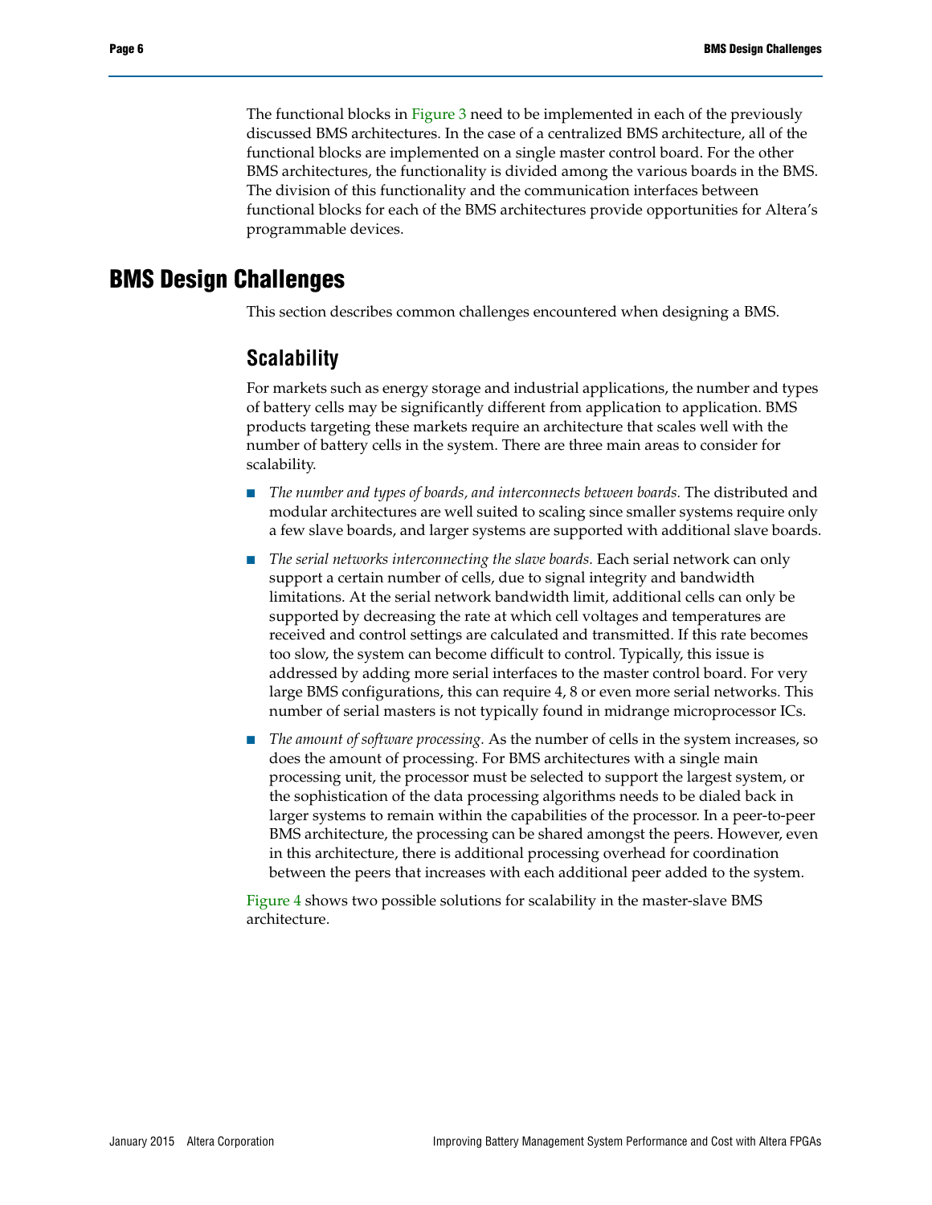The functional blocks in Figure 3 need to be implemented in each of the previously discussed BMS architectures. In the case of a centralized BMS architecture, all of the functional blocks are implemented on a single master control board. For the other BMS architectures, the functionality is divided among the various boards in the BMS. The division of this functionality and the communication interfaces between functional blocks for each of the BMS architectures provide opportunities for Altera's programmable devices.

# BMS Design Challenges

This section describes common challenges encountered when designing a BMS.

## Scalability

For markets such as energy storage and industrial applications, the number and types of battery cells may be significantly different from application to application. BMS products targeting these markets require an architecture that scales well with the number of battery cells in the system. There are three main areas to consider for scalability.

- *The number and types of boards, and interconnects between boards.* The distributed and modular architectures are well suited to scaling since smaller systems require only a few slave boards, and larger systems are supported with additional slave boards.
- *The serial networks interconnecting the slave boards.* Each serial network can only support a certain number of cells, due to signal integrity and bandwidth limitations. At the serial network bandwidth limit, additional cells can only be supported by decreasing the rate at which cell voltages and temperatures are received and control settings are calculated and transmitted. If this rate becomes too slow, the system can become difficult to control. Typically, this issue is addressed by adding more serial interfaces to the master control board. For very large BMS configurations, this can require 4, 8 or even more serial networks. This number of serial masters is not typically found in midrange microprocessor ICs.
- *The amount of software processing.* As the number of cells in the system increases, so does the amount of processing. For BMS architectures with a single main processing unit, the processor must be selected to support the largest system, or the sophistication of the data processing algorithms needs to be dialed back in larger systems to remain within the capabilities of the processor. In a peer-to-peer BMS architecture, the processing can be shared amongst the peers. However, even in this architecture, there is additional processing overhead for coordination between the peers that increases with each additional peer added to the system.

Figure 4 shows two possible solutions for scalability in the master-slave BMS architecture.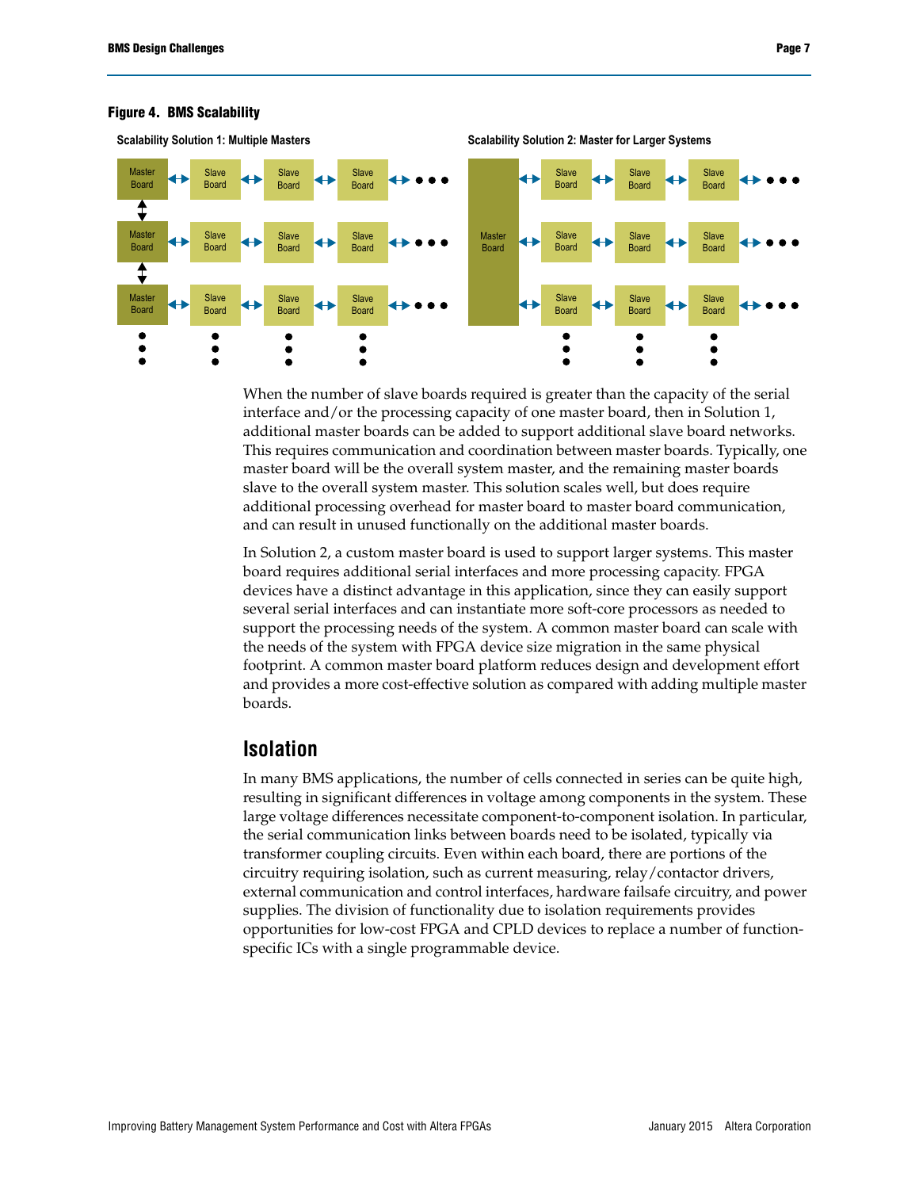**Figure 4. BMS Scalability**

Scalability Solution 1: Multiple Masters

Scalability Solution 2: Master for Larger Systems

When the number of slave boards required is greater than the capacity of the serial interface and/or the processing capacity of one master board, then in Solution 1, additional master boards can be added to support additional slave board networks. This requires communication and coordination between master boards. Typically, one master board will be the overall system master, and the remaining master boards slave to the overall system master. This solution scales well, but does require additional processing overhead for master board to master board communication, and can result in unused functionally on the additional master boards.

In Solution 2, a custom master board is used to support larger systems. This master board requires additional serial interfaces and more processing capacity. FPGA devices have a distinct advantage in this application, since they can easily support several serial interfaces and can instantiate more soft-core processors as needed to support the processing needs of the system. A common master board can scale with the needs of the system with FPGA device size migration in the same physical footprint. A common master board platform reduces design and development effort and provides a more cost-effective solution as compared with adding multiple master boards.

## Isolation

In many BMS applications, the number of cells connected in series can be quite high, resulting in significant differences in voltage among components in the system. These large voltage differences necessitate component-to-component isolation. In particular, the serial communication links between boards need to be isolated, typically via transformer coupling circuits. Even within each board, there are portions of the circuitry requiring isolation, such as current measuring, relay/contactor drivers, external communication and control interfaces, hardware failsafe circuitry, and power supplies. The division of functionality due to isolation requirements provides opportunities for low-cost FPGA and CPLD devices to replace a number of function-specific ICs with a single programmable device.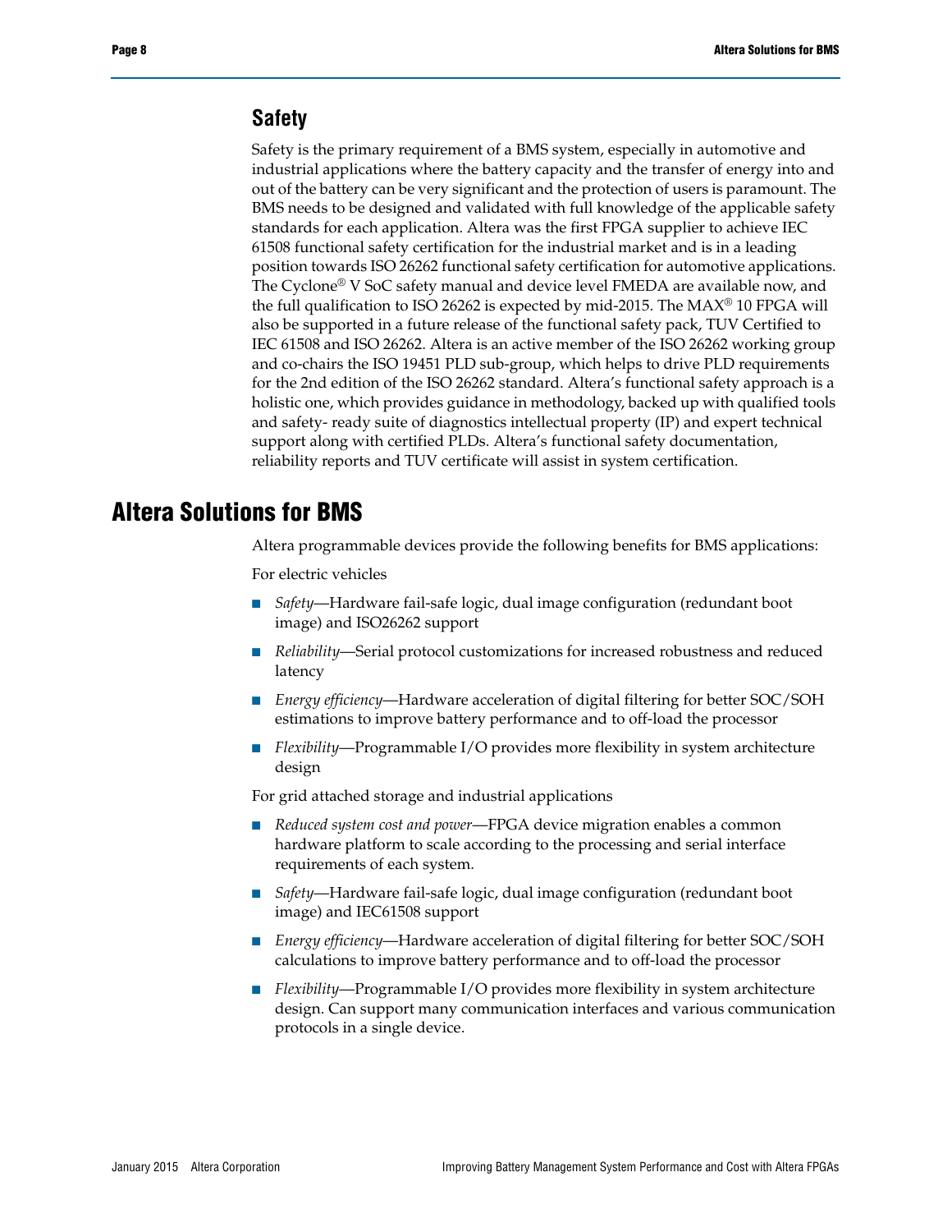## Safety

Safety is the primary requirement of a BMS system, especially in automotive and industrial applications where the battery capacity and the transfer of energy into and out of the battery can be very significant and the protection of users is paramount. The BMS needs to be designed and validated with full knowledge of the applicable safety standards for each application. Altera was the first FPGA supplier to achieve IEC 61508 functional safety certification for the industrial market and is in a leading position towards ISO 26262 functional safety certification for automotive applications. The Cyclone® V SoC safety manual and device level FMEDA are available now, and the full qualification to ISO 26262 is expected by mid-2015. The MAX® 10 FPGA will also be supported in a future release of the functional safety pack, TUV Certified to IEC 61508 and ISO 26262. Altera is an active member of the ISO 26262 working group and co-chairs the ISO 19451 PLD sub-group, which helps to drive PLD requirements for the 2nd edition of the ISO 26262 standard. Altera's functional safety approach is a holistic one, which provides guidance in methodology, backed up with qualified tools and safety- ready suite of diagnostics intellectual property (IP) and expert technical support along with certified PLDs. Altera's functional safety documentation, reliability reports and TUV certificate will assist in system certification.

# Altera Solutions for BMS

Altera programmable devices provide the following benefits for BMS applications:

For electric vehicles

- *Safety*—Hardware fail-safe logic, dual image configuration (redundant boot image) and ISO26262 support
- *Reliability*—Serial protocol customizations for increased robustness and reduced latency
- *Energy efficiency*—Hardware acceleration of digital filtering for better SOC/SOH estimations to improve battery performance and to off-load the processor
- *Flexibility*—Programmable I/O provides more flexibility in system architecture design

For grid attached storage and industrial applications

- *Reduced system cost and power*—FPGA device migration enables a common hardware platform to scale according to the processing and serial interface requirements of each system.
- *Safety*—Hardware fail-safe logic, dual image configuration (redundant boot image) and IEC61508 support
- *Energy efficiency*—Hardware acceleration of digital filtering for better SOC/SOH calculations to improve battery performance and to off-load the processor
- *Flexibility*—Programmable I/O provides more flexibility in system architecture design. Can support many communication interfaces and various communication protocols in a single device.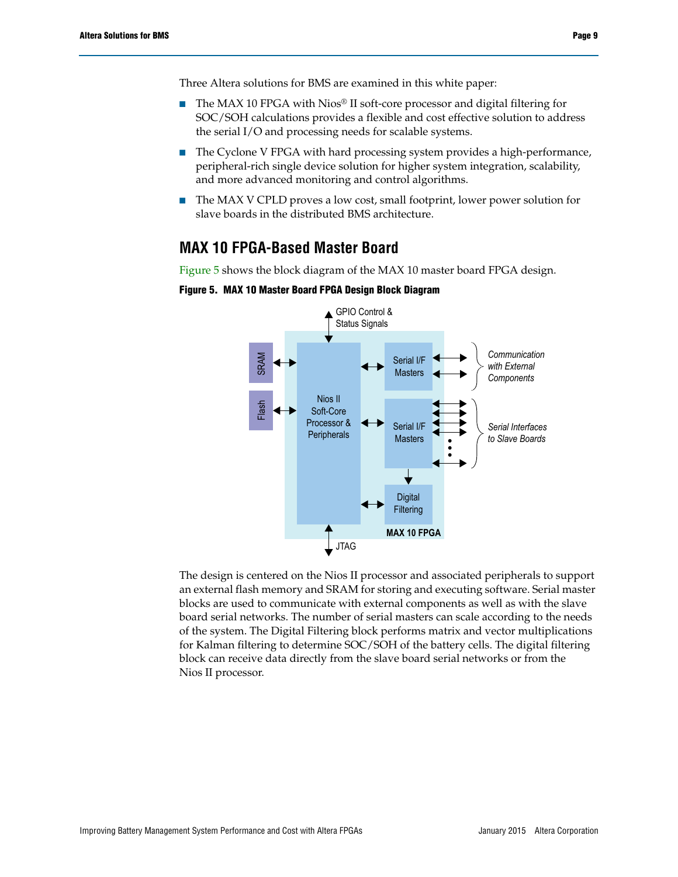Three Altera solutions for BMS are examined in this white paper:

- The MAX 10 FPGA with Nios® II soft-core processor and digital filtering for SOC/SOH calculations provides a flexible and cost effective solution to address the serial I/O and processing needs for scalable systems.
- The Cyclone V FPGA with hard processing system provides a high-performance, peripheral-rich single device solution for higher system integration, scalability, and more advanced monitoring and control algorithms.
- The MAX V CPLD proves a low cost, small footprint, lower power solution for slave boards in the distributed BMS architecture.

## MAX 10 FPGA-Based Master Board

Figure 5 shows the block diagram of the MAX 10 master board FPGA design.

**Figure 5. MAX 10 Master Board FPGA Design Block Diagram**

The design is centered on the Nios II processor and associated peripherals to support an external flash memory and SRAM for storing and executing software. Serial master blocks are used to communicate with external components as well as with the slave board serial networks. The number of serial masters can scale according to the needs of the system. The Digital Filtering block performs matrix and vector multiplications for Kalman filtering to determine SOC/SOH of the battery cells. The digital filtering block can receive data directly from the slave board serial networks or from the Nios II processor.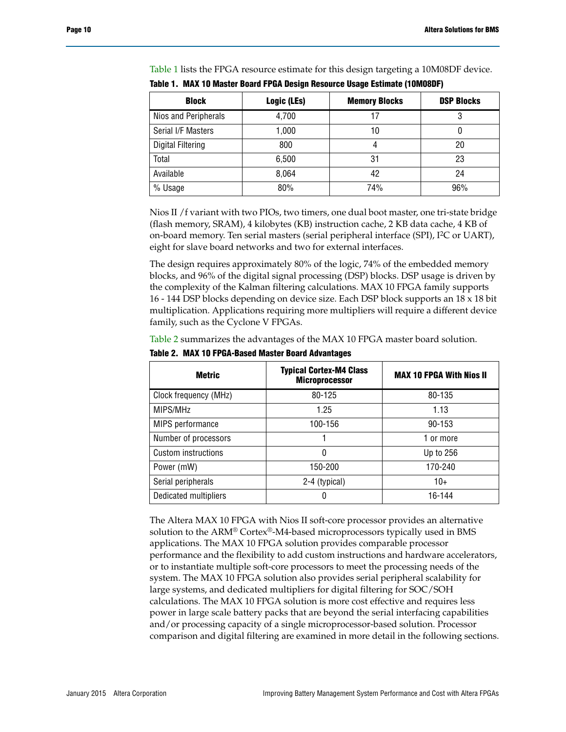Table 1 lists the FPGA resource estimate for this design targeting a 10M08DF device.

**Table 1. MAX 10 Master Board FPGA Design Resource Usage Estimate (10M08DF)**

| Block | Logic (LEs) | Memory Blocks | DSP Blocks |
|---|---|---|---|
| Nios and Peripherals | 4,700 | 17 | 3 |
| Serial I/F Masters | 1,000 | 10 | 0 |
| Digital Filtering | 800 | 4 | 20 |
| Total | 6,500 | 31 | 23 |
| Available | 8,064 | 42 | 24 |
| % Usage | 80% | 74% | 96% |

Nios II /f variant with two PIOs, two timers, one dual boot master, one tri-state bridge (flash memory, SRAM), 4 kilobytes (KB) instruction cache, 2 KB data cache, 4 KB of on-board memory. Ten serial masters (serial peripheral interface (SPI), I²C or UART), eight for slave board networks and two for external interfaces.

The design requires approximately 80% of the logic, 74% of the embedded memory blocks, and 96% of the digital signal processing (DSP) blocks. DSP usage is driven by the complexity of the Kalman filtering calculations. MAX 10 FPGA family supports 16 - 144 DSP blocks depending on device size. Each DSP block supports an 18 x 18 bit multiplication. Applications requiring more multipliers will require a different device family, such as the Cyclone V FPGAs.

Table 2 summarizes the advantages of the MAX 10 FPGA master board solution.

**Table 2. MAX 10 FPGA-Based Master Board Advantages**

| Metric | Typical Cortex-M4 Class Microprocessor | MAX 10 FPGA With Nios II |
|---|---|---|
| Clock frequency (MHz) | 80-125 | 80-135 |
| MIPS/MHz | 1.25 | 1.13 |
| MIPS performance | 100-156 | 90-153 |
| Number of processors | 1 | 1 or more |
| Custom instructions | 0 | Up to 256 |
| Power (mW) | 150-200 | 170-240 |
| Serial peripherals | 2-4 (typical) | 10+ |
| Dedicated multipliers | 0 | 16-144 |

The Altera MAX 10 FPGA with Nios II soft-core processor provides an alternative solution to the ARM® Cortex®-M4-based microprocessors typically used in BMS applications. The MAX 10 FPGA solution provides comparable processor performance and the flexibility to add custom instructions and hardware accelerators, or to instantiate multiple soft-core processors to meet the processing needs of the system. The MAX 10 FPGA solution also provides serial peripheral scalability for large systems, and dedicated multipliers for digital filtering for SOC/SOH calculations. The MAX 10 FPGA solution is more cost effective and requires less power in large scale battery packs that are beyond the serial interfacing capabilities and/or processing capacity of a single microprocessor-based solution. Processor comparison and digital filtering are examined in more detail in the following sections.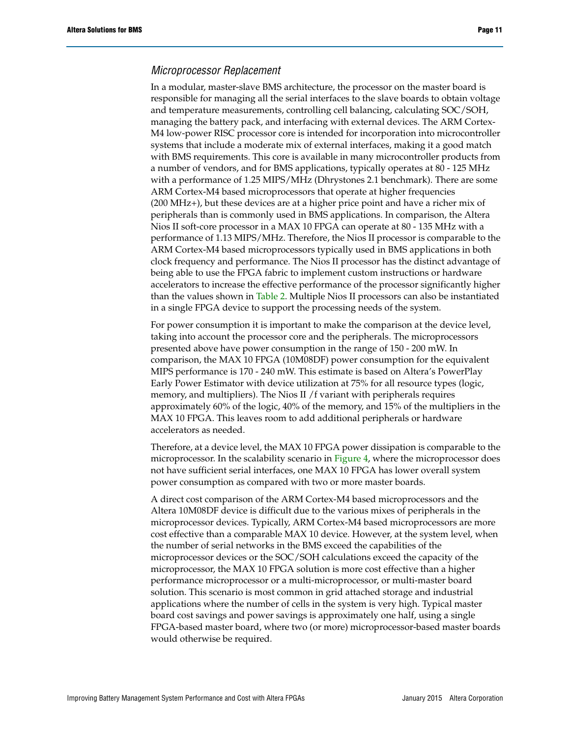### *Microprocessor Replacement*

In a modular, master-slave BMS architecture, the processor on the master board is responsible for managing all the serial interfaces to the slave boards to obtain voltage and temperature measurements, controlling cell balancing, calculating SOC/SOH, managing the battery pack, and interfacing with external devices. The ARM Cortex-M4 low-power RISC processor core is intended for incorporation into microcontroller systems that include a moderate mix of external interfaces, making it a good match with BMS requirements. This core is available in many microcontroller products from a number of vendors, and for BMS applications, typically operates at 80 - 125 MHz with a performance of 1.25 MIPS/MHz (Dhrystones 2.1 benchmark). There are some ARM Cortex-M4 based microprocessors that operate at higher frequencies (200 MHz+), but these devices are at a higher price point and have a richer mix of peripherals than is commonly used in BMS applications. In comparison, the Altera Nios II soft-core processor in a MAX 10 FPGA can operate at 80 - 135 MHz with a performance of 1.13 MIPS/MHz. Therefore, the Nios II processor is comparable to the ARM Cortex-M4 based microprocessors typically used in BMS applications in both clock frequency and performance. The Nios II processor has the distinct advantage of being able to use the FPGA fabric to implement custom instructions or hardware accelerators to increase the effective performance of the processor significantly higher than the values shown in Table 2. Multiple Nios II processors can also be instantiated in a single FPGA device to support the processing needs of the system.

For power consumption it is important to make the comparison at the device level, taking into account the processor core and the peripherals. The microprocessors presented above have power consumption in the range of 150 - 200 mW. In comparison, the MAX 10 FPGA (10M08DF) power consumption for the equivalent MIPS performance is 170 - 240 mW. This estimate is based on Altera's PowerPlay Early Power Estimator with device utilization at 75% for all resource types (logic, memory, and multipliers). The Nios II /f variant with peripherals requires approximately 60% of the logic, 40% of the memory, and 15% of the multipliers in the MAX 10 FPGA. This leaves room to add additional peripherals or hardware accelerators as needed.

Therefore, at a device level, the MAX 10 FPGA power dissipation is comparable to the microprocessor. In the scalability scenario in Figure 4, where the microprocessor does not have sufficient serial interfaces, one MAX 10 FPGA has lower overall system power consumption as compared with two or more master boards.

A direct cost comparison of the ARM Cortex-M4 based microprocessors and the Altera 10M08DF device is difficult due to the various mixes of peripherals in the microprocessor devices. Typically, ARM Cortex-M4 based microprocessors are more cost effective than a comparable MAX 10 device. However, at the system level, when the number of serial networks in the BMS exceed the capabilities of the microprocessor devices or the SOC/SOH calculations exceed the capacity of the microprocessor, the MAX 10 FPGA solution is more cost effective than a higher performance microprocessor or a multi-microprocessor, or multi-master board solution. This scenario is most common in grid attached storage and industrial applications where the number of cells in the system is very high. Typical master board cost savings and power savings is approximately one half, using a single FPGA-based master board, where two (or more) microprocessor-based master boards would otherwise be required.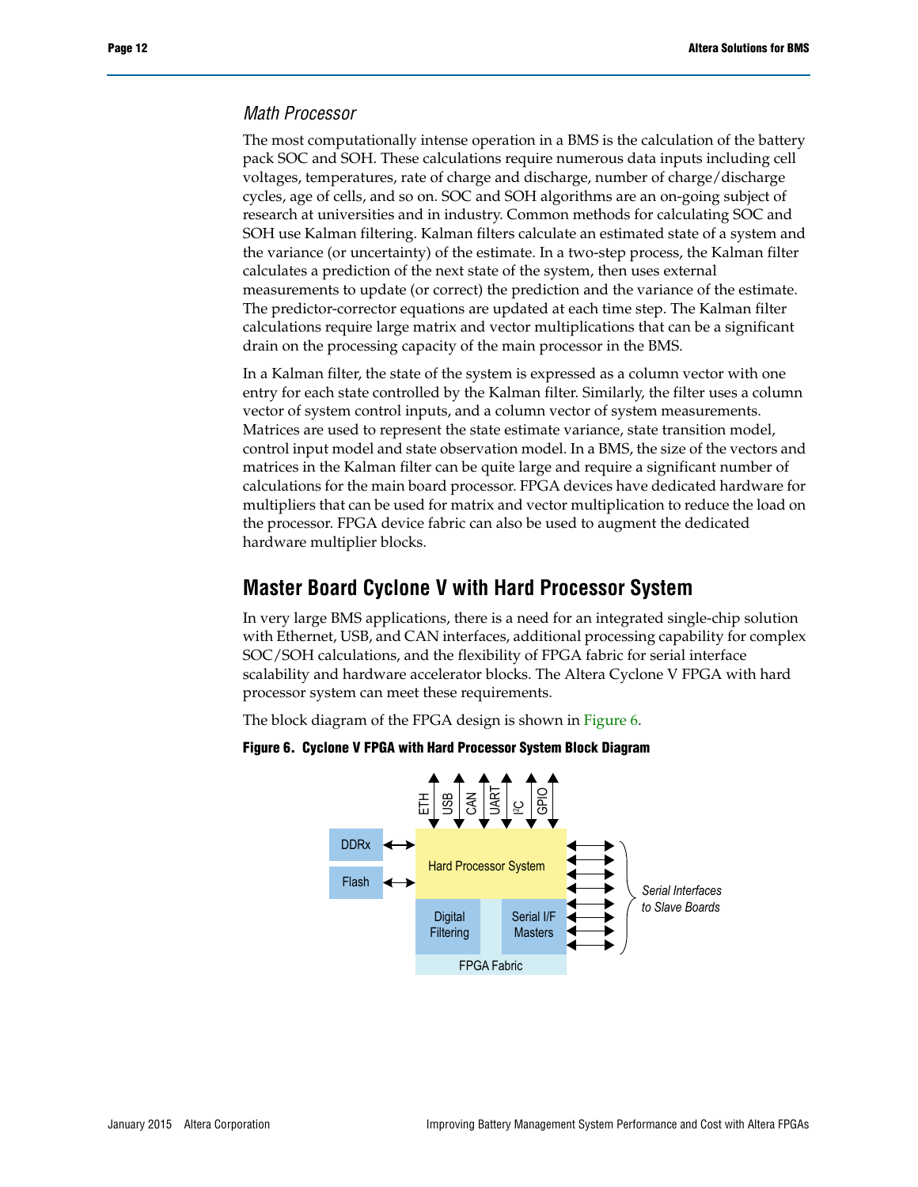### *Math Processor*

The most computationally intense operation in a BMS is the calculation of the battery pack SOC and SOH. These calculations require numerous data inputs including cell voltages, temperatures, rate of charge and discharge, number of charge/discharge cycles, age of cells, and so on. SOC and SOH algorithms are an on-going subject of research at universities and in industry. Common methods for calculating SOC and SOH use Kalman filtering. Kalman filters calculate an estimated state of a system and the variance (or uncertainty) of the estimate. In a two-step process, the Kalman filter calculates a prediction of the next state of the system, then uses external measurements to update (or correct) the prediction and the variance of the estimate. The predictor-corrector equations are updated at each time step. The Kalman filter calculations require large matrix and vector multiplications that can be a significant drain on the processing capacity of the main processor in the BMS.

In a Kalman filter, the state of the system is expressed as a column vector with one entry for each state controlled by the Kalman filter. Similarly, the filter uses a column vector of system control inputs, and a column vector of system measurements. Matrices are used to represent the state estimate variance, state transition model, control input model and state observation model. In a BMS, the size of the vectors and matrices in the Kalman filter can be quite large and require a significant number of calculations for the main board processor. FPGA devices have dedicated hardware for multipliers that can be used for matrix and vector multiplication to reduce the load on the processor. FPGA device fabric can also be used to augment the dedicated hardware multiplier blocks.

## Master Board Cyclone V with Hard Processor System

In very large BMS applications, there is a need for an integrated single-chip solution with Ethernet, USB, and CAN interfaces, additional processing capability for complex SOC/SOH calculations, and the flexibility of FPGA fabric for serial interface scalability and hardware accelerator blocks. The Altera Cyclone V FPGA with hard processor system can meet these requirements.

The block diagram of the FPGA design is shown in Figure 6.

**Figure 6. Cyclone V FPGA with Hard Processor System Block Diagram**

ETH, USB, CAN, UART, I²C, GPIO

DDRx, Flash, Hard Processor System, Digital Filtering, Serial I/F Masters, FPGA Fabric

*Serial Interfaces to Slave Boards*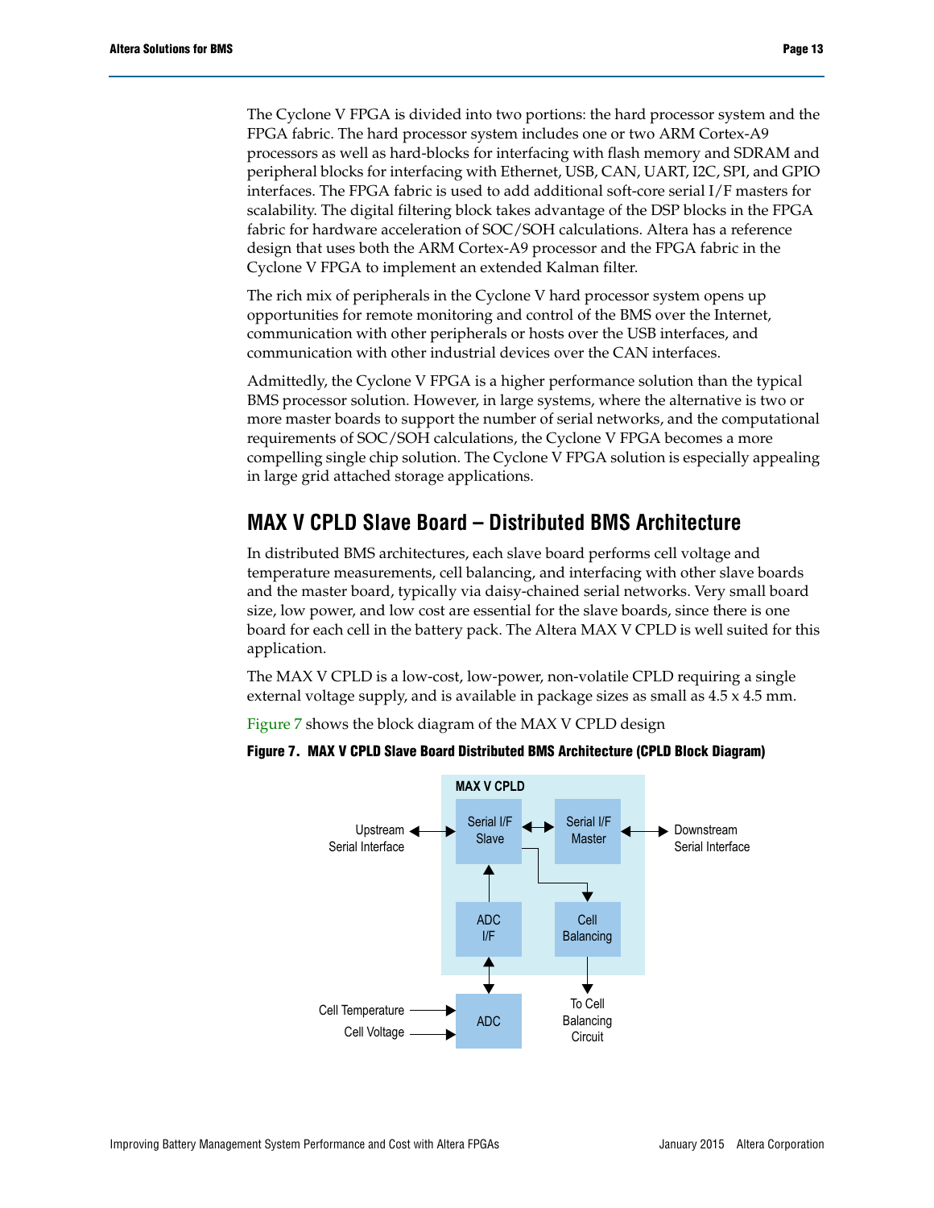The Cyclone V FPGA is divided into two portions: the hard processor system and the FPGA fabric. The hard processor system includes one or two ARM Cortex-A9 processors as well as hard-blocks for interfacing with flash memory and SDRAM and peripheral blocks for interfacing with Ethernet, USB, CAN, UART, I2C, SPI, and GPIO interfaces. The FPGA fabric is used to add additional soft-core serial I/F masters for scalability. The digital filtering block takes advantage of the DSP blocks in the FPGA fabric for hardware acceleration of SOC/SOH calculations. Altera has a reference design that uses both the ARM Cortex-A9 processor and the FPGA fabric in the Cyclone V FPGA to implement an extended Kalman filter.

The rich mix of peripherals in the Cyclone V hard processor system opens up opportunities for remote monitoring and control of the BMS over the Internet, communication with other peripherals or hosts over the USB interfaces, and communication with other industrial devices over the CAN interfaces.

Admittedly, the Cyclone V FPGA is a higher performance solution than the typical BMS processor solution. However, in large systems, where the alternative is two or more master boards to support the number of serial networks, and the computational requirements of SOC/SOH calculations, the Cyclone V FPGA becomes a more compelling single chip solution. The Cyclone V FPGA solution is especially appealing in large grid attached storage applications.

## MAX V CPLD Slave Board – Distributed BMS Architecture

In distributed BMS architectures, each slave board performs cell voltage and temperature measurements, cell balancing, and interfacing with other slave boards and the master board, typically via daisy-chained serial networks. Very small board size, low power, and low cost are essential for the slave boards, since there is one board for each cell in the battery pack. The Altera MAX V CPLD is well suited for this application.

The MAX V CPLD is a low-cost, low-power, non-volatile CPLD requiring a single external voltage supply, and is available in package sizes as small as 4.5 x 4.5 mm.

Figure 7 shows the block diagram of the MAX V CPLD design

**Figure 7. MAX V CPLD Slave Board Distributed BMS Architecture (CPLD Block Diagram)**

MAX V CPLD

Upstream Serial Interface ↔ Serial I/F Slave ↔ Serial I/F Master ↔ Downstream Serial Interface

ADC I/F → Serial I/F Slave; Serial I/F Slave → Cell Balancing

Cell Temperature, Cell Voltage → ADC ↔ ADC I/F

Cell Balancing → To Cell Balancing Circuit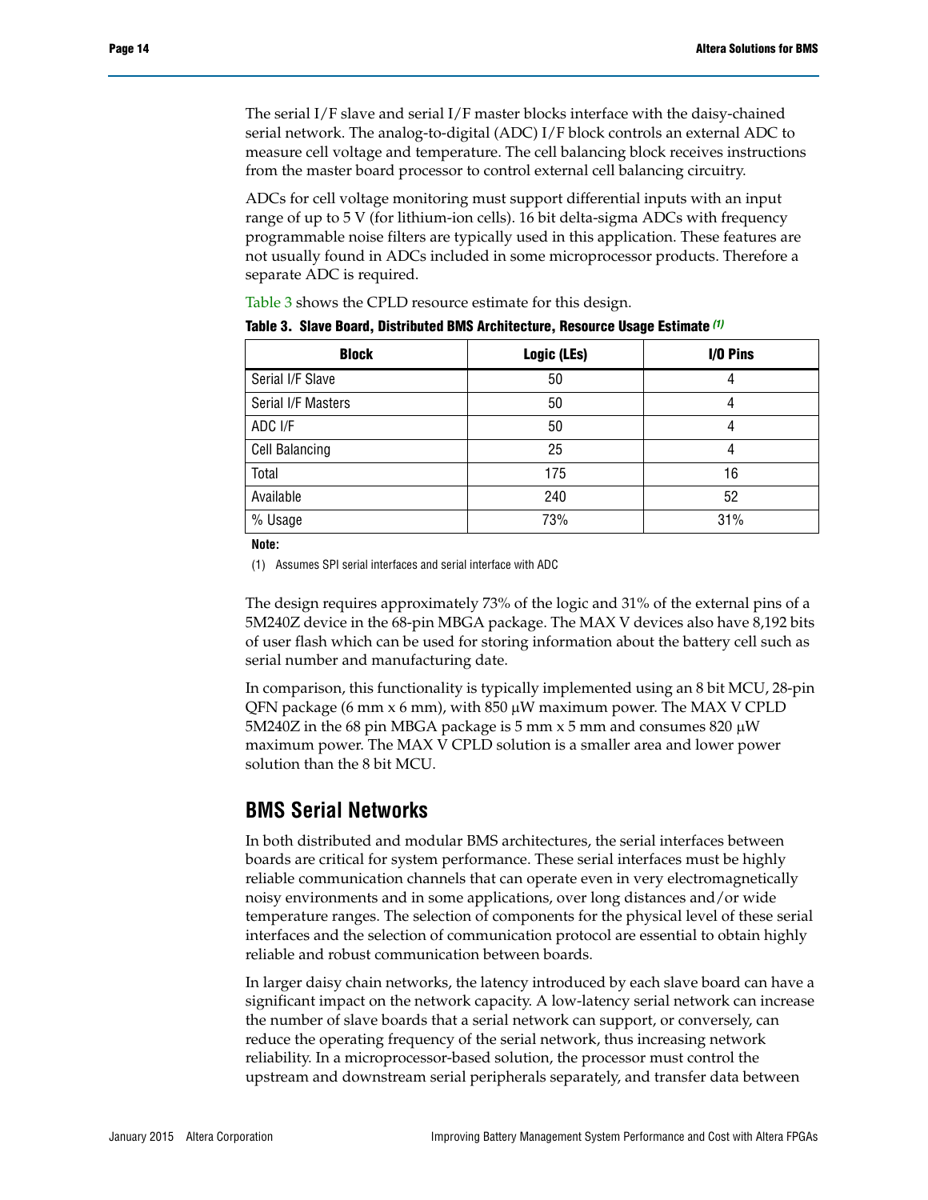The serial I/F slave and serial I/F master blocks interface with the daisy-chained serial network. The analog-to-digital (ADC) I/F block controls an external ADC to measure cell voltage and temperature. The cell balancing block receives instructions from the master board processor to control external cell balancing circuitry.

ADCs for cell voltage monitoring must support differential inputs with an input range of up to 5 V (for lithium-ion cells). 16 bit delta-sigma ADCs with frequency programmable noise filters are typically used in this application. These features are not usually found in ADCs included in some microprocessor products. Therefore a separate ADC is required.

Table 3 shows the CPLD resource estimate for this design.

**Table 3. Slave Board, Distributed BMS Architecture, Resource Usage Estimate (1)**

| Block | Logic (LEs) | I/O Pins |
|---|---|---|
| Serial I/F Slave | 50 | 4 |
| Serial I/F Masters | 50 | 4 |
| ADC I/F | 50 | 4 |
| Cell Balancing | 25 | 4 |
| Total | 175 | 16 |
| Available | 240 | 52 |
| % Usage | 73% | 31% |

**Note:**

(1) Assumes SPI serial interfaces and serial interface with ADC

The design requires approximately 73% of the logic and 31% of the external pins of a 5M240Z device in the 68-pin MBGA package. The MAX V devices also have 8,192 bits of user flash which can be used for storing information about the battery cell such as serial number and manufacturing date.

In comparison, this functionality is typically implemented using an 8 bit MCU, 28-pin QFN package (6 mm x 6 mm), with 850 μW maximum power. The MAX V CPLD 5M240Z in the 68 pin MBGA package is 5 mm x 5 mm and consumes 820 μW maximum power. The MAX V CPLD solution is a smaller area and lower power solution than the 8 bit MCU.

## BMS Serial Networks

In both distributed and modular BMS architectures, the serial interfaces between boards are critical for system performance. These serial interfaces must be highly reliable communication channels that can operate even in very electromagnetically noisy environments and in some applications, over long distances and/or wide temperature ranges. The selection of components for the physical level of these serial interfaces and the selection of communication protocol are essential to obtain highly reliable and robust communication between boards.

In larger daisy chain networks, the latency introduced by each slave board can have a significant impact on the network capacity. A low-latency serial network can increase the number of slave boards that a serial network can support, or conversely, can reduce the operating frequency of the serial network, thus increasing network reliability. In a microprocessor-based solution, the processor must control the upstream and downstream serial peripherals separately, and transfer data between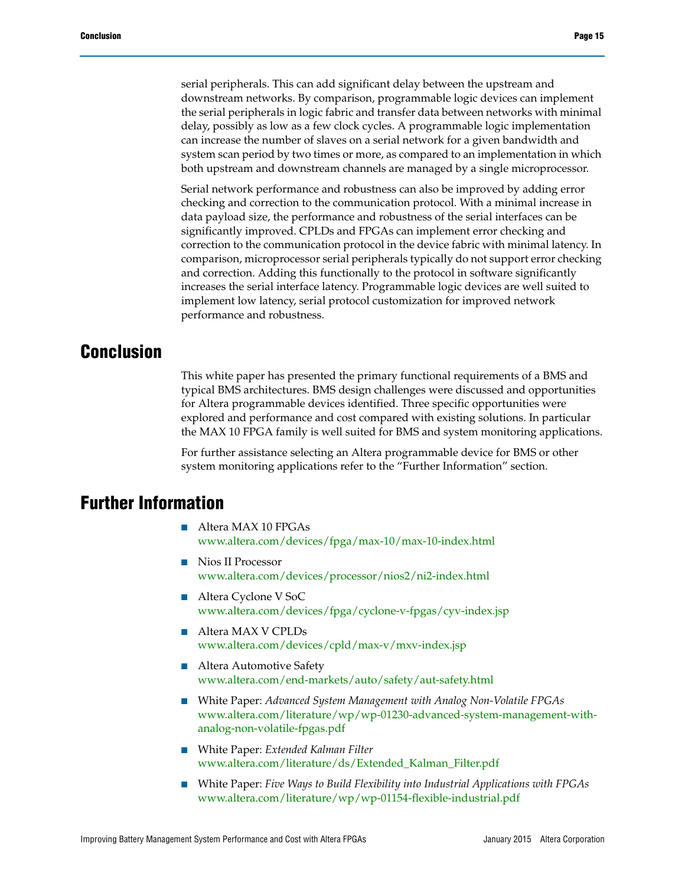serial peripherals. This can add significant delay between the upstream and downstream networks. By comparison, programmable logic devices can implement the serial peripherals in logic fabric and transfer data between networks with minimal delay, possibly as low as a few clock cycles. A programmable logic implementation can increase the number of slaves on a serial network for a given bandwidth and system scan period by two times or more, as compared to an implementation in which both upstream and downstream channels are managed by a single microprocessor.

Serial network performance and robustness can also be improved by adding error checking and correction to the communication protocol. With a minimal increase in data payload size, the performance and robustness of the serial interfaces can be significantly improved. CPLDs and FPGAs can implement error checking and correction to the communication protocol in the device fabric with minimal latency. In comparison, microprocessor serial peripherals typically do not support error checking and correction. Adding this functionally to the protocol in software significantly increases the serial interface latency. Programmable logic devices are well suited to implement low latency, serial protocol customization for improved network performance and robustness.

# Conclusion

This white paper has presented the primary functional requirements of a BMS and typical BMS architectures. BMS design challenges were discussed and opportunities for Altera programmable devices identified. Three specific opportunities were explored and performance and cost compared with existing solutions. In particular the MAX 10 FPGA family is well suited for BMS and system monitoring applications.

For further assistance selecting an Altera programmable device for BMS or other system monitoring applications refer to the “Further Information” section.

# Further Information

- Altera MAX 10 FPGAs
  www.altera.com/devices/fpga/max-10/max-10-index.html
- Nios II Processor
  www.altera.com/devices/processor/nios2/ni2-index.html
- Altera Cyclone V SoC
  www.altera.com/devices/fpga/cyclone-v-fpgas/cyv-index.jsp
- Altera MAX V CPLDs
  www.altera.com/devices/cpld/max-v/mxv-index.jsp
- Altera Automotive Safety
  www.altera.com/end-markets/auto/safety/aut-safety.html
- White Paper: *Advanced System Management with Analog Non-Volatile FPGAs*
  www.altera.com/literature/wp/wp-01230-advanced-system-management-with-analog-non-volatile-fpgas.pdf
- White Paper: *Extended Kalman Filter*
  www.altera.com/literature/ds/Extended_Kalman_Filter.pdf
- White Paper: *Five Ways to Build Flexibility into Industrial Applications with FPGAs*
  www.altera.com/literature/wp/wp-01154-flexible-industrial.pdf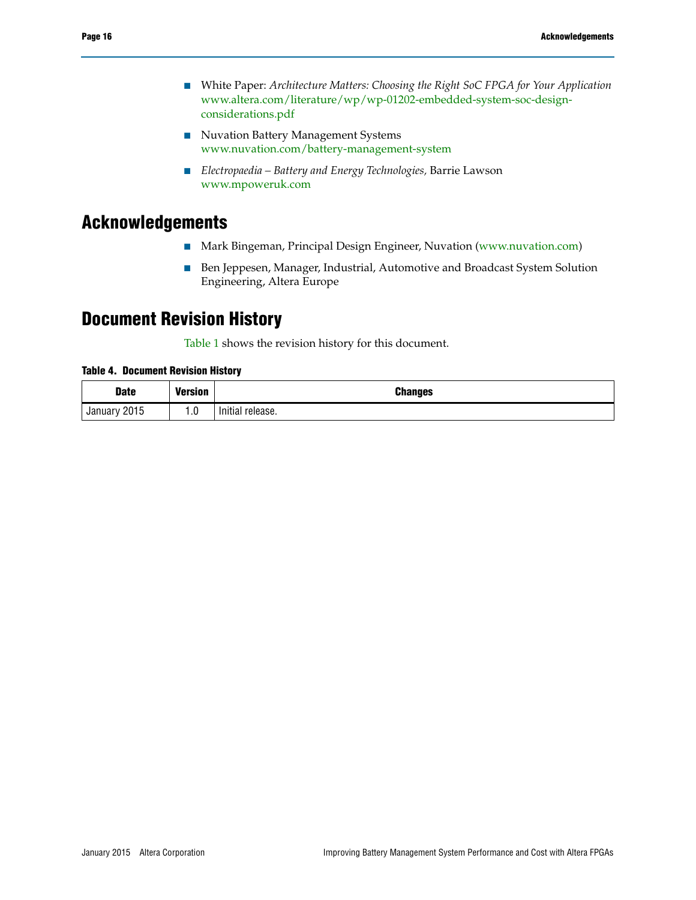- White Paper: *Architecture Matters: Choosing the Right SoC FPGA for Your Application* www.altera.com/literature/wp/wp-01202-embedded-system-soc-design-considerations.pdf
- Nuvation Battery Management Systems www.nuvation.com/battery-management-system
- *Electropaedia – Battery and Energy Technologies,* Barrie Lawson www.mpoweruk.com

# Acknowledgements

- Mark Bingeman, Principal Design Engineer, Nuvation (www.nuvation.com)
- Ben Jeppesen, Manager, Industrial, Automotive and Broadcast System Solution Engineering, Altera Europe

# Document Revision History

Table 1 shows the revision history for this document.

**Table 4. Document Revision History**

| Date | Version | Changes |
|---|---|---|
| January 2015 | 1.0 | Initial release. |